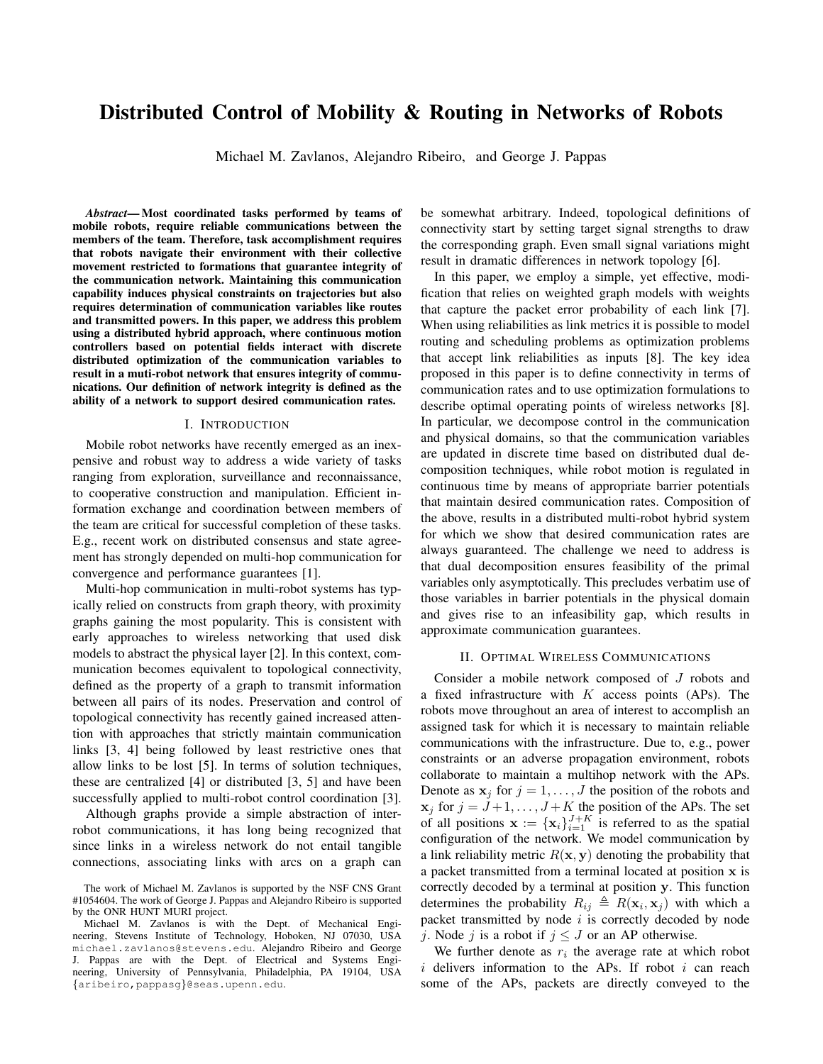# Distributed Control of Mobility & Routing in Networks of Robots

Michael M. Zavlanos, Alejandro Ribeiro, and George J. Pappas

***Abstract*— Most coordinated tasks performed by teams of mobile robots, require reliable communications between the members of the team. Therefore, task accomplishment requires that robots navigate their environment with their collective movement restricted to formations that guarantee integrity of the communication network. Maintaining this communication capability induces physical constraints on trajectories but also requires determination of communication variables like routes and transmitted powers. In this paper, we address this problem using a distributed hybrid approach, where continuous motion controllers based on potential fields interact with discrete distributed optimization of the communication variables to result in a muti-robot network that ensures integrity of communications. Our definition of network integrity is defined as the ability of a network to support desired communication rates.**

## I. Introduction

Mobile robot networks have recently emerged as an inexpensive and robust way to address a wide variety of tasks ranging from exploration, surveillance and reconnaissance, to cooperative construction and manipulation. Efficient information exchange and coordination between members of the team are critical for successful completion of these tasks. E.g., recent work on distributed consensus and state agreement has strongly depended on multi-hop communication for convergence and performance guarantees [1].

Multi-hop communication in multi-robot systems has typically relied on constructs from graph theory, with proximity graphs gaining the most popularity. This is consistent with early approaches to wireless networking that used disk models to abstract the physical layer [2]. In this context, communication becomes equivalent to topological connectivity, defined as the property of a graph to transmit information between all pairs of its nodes. Preservation and control of topological connectivity has recently gained increased attention with approaches that strictly maintain communication links [3, 4] being followed by least restrictive ones that allow links to be lost [5]. In terms of solution techniques, these are centralized [4] or distributed [3, 5] and have been successfully applied to multi-robot control coordination [3].

Although graphs provide a simple abstraction of inter-robot communications, it has long being recognized that since links in a wireless network do not entail tangible connections, associating links with arcs on a graph can be somewhat arbitrary. Indeed, topological definitions of connectivity start by setting target signal strengths to draw the corresponding graph. Even small signal variations might result in dramatic differences in network topology [6].

In this paper, we employ a simple, yet effective, modification that relies on weighted graph models with weights that capture the packet error probability of each link [7]. When using reliabilities as link metrics it is possible to model routing and scheduling problems as optimization problems that accept link reliabilities as inputs [8]. The key idea proposed in this paper is to define connectivity in terms of communication rates and to use optimization formulations to describe optimal operating points of wireless networks [8]. In particular, we decompose control in the communication and physical domains, so that the communication variables are updated in discrete time based on distributed dual decomposition techniques, while robot motion is regulated in continuous time by means of appropriate barrier potentials that maintain desired communication rates. Composition of the above, results in a distributed multi-robot hybrid system for which we show that desired communication rates are always guaranteed. The challenge we need to address is that dual decomposition ensures feasibility of the primal variables only asymptotically. This precludes verbatim use of those variables in barrier potentials in the physical domain and gives rise to an infeasibility gap, which results in approximate communication guarantees.

## II. Optimal Wireless Communications

Consider a mobile network composed of $J$ robots and a fixed infrastructure with $K$ access points (APs). The robots move throughout an area of interest to accomplish an assigned task for which it is necessary to maintain reliable communications with the infrastructure. Due to, e.g., power constraints or an adverse propagation environment, robots collaborate to maintain a multihop network with the APs. Denote as $\mathbf{x}_j$ for $j = 1, \ldots, J$ the position of the robots and $\mathbf{x}_j$ for $j = J+1, \ldots, J+K$ the position of the APs. The set of all positions $\mathbf{x} := \{\mathbf{x}_i\}_{i=1}^{J+K}$ is referred to as the spatial configuration of the network. We model communication by a link reliability metric $R(\mathbf{x}, \mathbf{y})$ denoting the probability that a packet transmitted from a terminal located at position $\mathbf{x}$ is correctly decoded by a terminal at position $\mathbf{y}$. This function determines the probability $R_{ij} \triangleq R(\mathbf{x}_i, \mathbf{x}_j)$ with which a packet transmitted by node $i$ is correctly decoded by node $j$. Node $j$ is a robot if $j \leq J$ or an AP otherwise.

We further denote as $r_i$ the average rate at which robot $i$ delivers information to the APs. If robot $i$ can reach some of the APs, packets are directly conveyed to the

The work of Michael M. Zavlanos is supported by the NSF CNS Grant #1054604. The work of George J. Pappas and Alejandro Ribeiro is supported by the ONR HUNT MURI project.

Michael M. Zavlanos is with the Dept. of Mechanical Engineering, Stevens Institute of Technology, Hoboken, NJ 07030, USA michael.zavlanos@stevens.edu. Alejandro Ribeiro and George J. Pappas are with the Dept. of Electrical and Systems Engineering, University of Pennsylvania, Philadelphia, PA 19104, USA {aribeiro,pappasg}@seas.upenn.edu.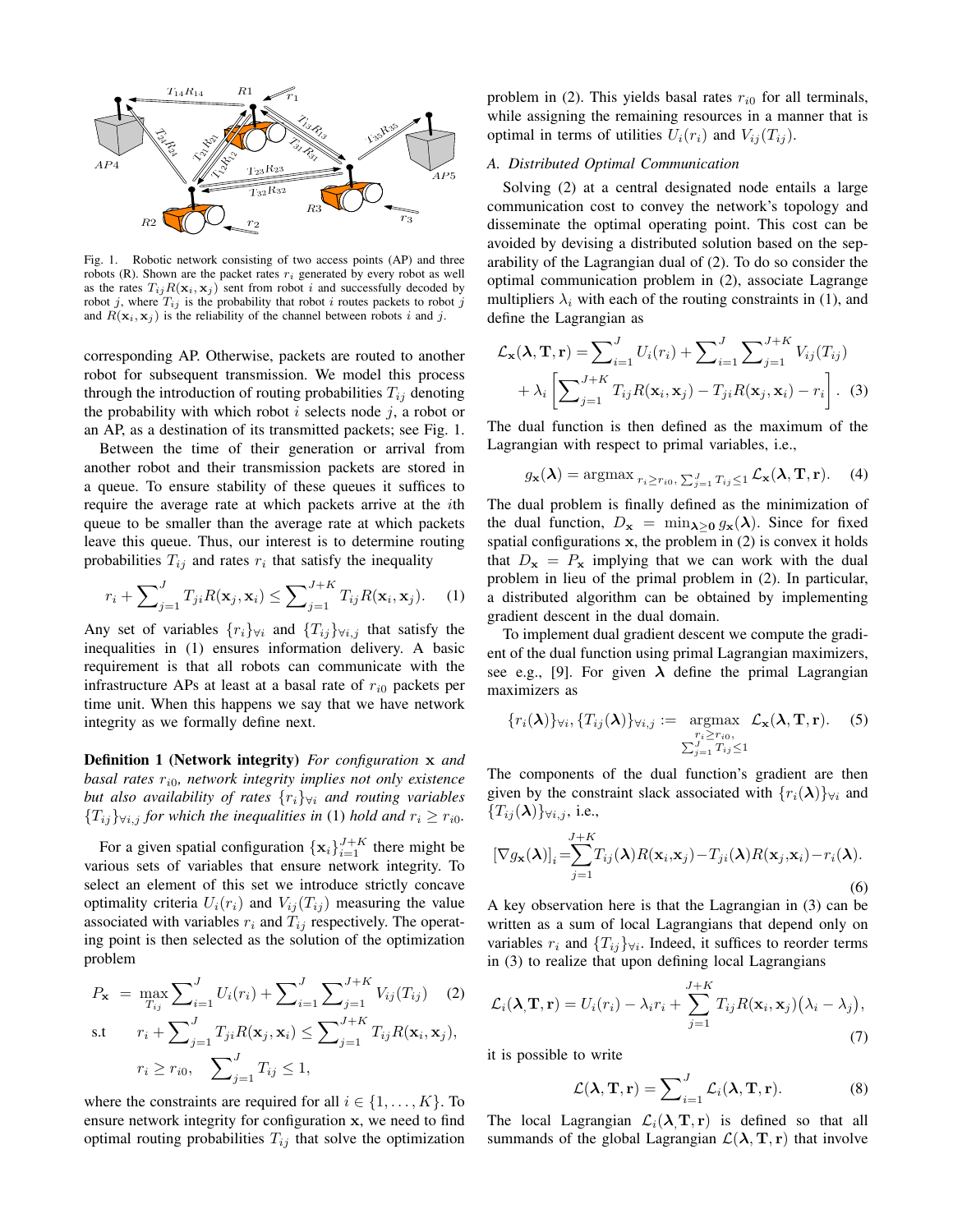Fig. 1. Robotic network consisting of two access points (AP) and three robots (R). Shown are the packet rates $r_i$ generated by every robot as well as the rates $T_{ij}R(\mathbf{x}_i, \mathbf{x}_j)$ sent from robot $i$ and successfully decoded by robot $j$, where $T_{ij}$ is the probability that robot $i$ routes packets to robot $j$ and $R(\mathbf{x}_i, \mathbf{x}_j)$ is the reliability of the channel between robots $i$ and $j$.

corresponding AP. Otherwise, packets are routed to another robot for subsequent transmission. We model this process through the introduction of routing probabilities $T_{ij}$ denoting the probability with which robot $i$ selects node $j$, a robot or an AP, as a destination of its transmitted packets; see Fig. 1.

Between the time of their generation or arrival from another robot and their transmission packets are stored in a queue. To ensure stability of these queues it suffices to require the average rate at which packets arrive at the $i$th queue to be smaller than the average rate at which packets leave this queue. Thus, our interest is to determine routing probabilities $T_{ij}$ and rates $r_i$ that satisfy the inequality

$$r_i + \sum_{j=1}^{J} T_{ji} R(\mathbf{x}_j, \mathbf{x}_i) \leq \sum_{j=1}^{J+K} T_{ij} R(\mathbf{x}_i, \mathbf{x}_j). \quad (1)$$

Any set of variables $\{r_i\}_{\forall i}$ and $\{T_{ij}\}_{\forall i,j}$ that satisfy the inequalities in (1) ensures information delivery. A basic requirement is that all robots can communicate with the infrastructure APs at least at a basal rate of $r_{i0}$ packets per time unit. When this happens we say that we have network integrity as we formally define next.

**Definition 1 (Network integrity)** *For configuration* $\mathbf{x}$ *and basal rates* $r_{i0}$*, network integrity implies not only existence but also availability of rates* $\{r_i\}_{\forall i}$ *and routing variables* $\{T_{ij}\}_{\forall i,j}$ *for which the inequalities in* (1) *hold and* $r_i \geq r_{i0}$.

For a given spatial configuration $\{\mathbf{x}_i\}_{i=1}^{J+K}$ there might be various sets of variables that ensure network integrity. To select an element of this set we introduce strictly concave optimality criteria $U_i(r_i)$ and $V_{ij}(T_{ij})$ measuring the value associated with variables $r_i$ and $T_{ij}$ respectively. The operating point is then selected as the solution of the optimization problem

$$\begin{aligned} P_{\mathbf{x}} \ = \ & \max_{T_{ij}} \sum_{i=1}^{J} U_i(r_i) + \sum_{i=1}^{J} \sum_{j=1}^{J+K} V_{ij}(T_{ij}) \quad (2)\\ \text{s.t} \quad & r_i + \sum_{j=1}^{J} T_{ji} R(\mathbf{x}_j, \mathbf{x}_i) \leq \sum_{j=1}^{J+K} T_{ij} R(\mathbf{x}_i, \mathbf{x}_j), \\ & r_i \geq r_{i0}, \quad \sum_{j=1}^{J} T_{ij} \leq 1, \end{aligned}$$

where the constraints are required for all $i \in \{1, \ldots, K\}$. To ensure network integrity for configuration $\mathbf{x}$, we need to find optimal routing probabilities $T_{ij}$ that solve the optimization problem in (2). This yields basal rates $r_{i0}$ for all terminals, while assigning the remaining resources in a manner that is optimal in terms of utilities $U_i(r_i)$ and $V_{ij}(T_{ij})$.

### A. Distributed Optimal Communication

Solving (2) at a central designated node entails a large communication cost to convey the network's topology and disseminate the optimal operating point. This cost can be avoided by devising a distributed solution based on the separability of the Lagrangian dual of (2). To do so consider the optimal communication problem in (2), associate Lagrange multipliers $\lambda_i$ with each of the routing constraints in (1), and define the Lagrangian as

$$\begin{aligned} \mathcal{L}_{\mathbf{x}}(\boldsymbol{\lambda}, \mathbf{T}, \mathbf{r}) = & \sum_{i=1}^{J} U_i(r_i) + \sum_{i=1}^{J} \sum_{j=1}^{J+K} V_{ij}(T_{ij}) \\ & + \lambda_i \left[ \sum_{j=1}^{J+K} T_{ij} R(\mathbf{x}_i, \mathbf{x}_j) - T_{ji} R(\mathbf{x}_j, \mathbf{x}_i) - r_i \right]. \quad (3) \end{aligned}$$

The dual function is then defined as the maximum of the Lagrangian with respect to primal variables, i.e.,

$$g_{\mathbf{x}}(\boldsymbol{\lambda}) = \operatorname{argmax}_{\, r_i \geq r_{i0}, \sum_{j=1}^{J} T_{ij} \leq 1} \mathcal{L}_{\mathbf{x}}(\boldsymbol{\lambda}, \mathbf{T}, \mathbf{r}). \quad (4)$$

The dual problem is finally defined as the minimization of the dual function, $D_{\mathbf{x}} = \min_{\boldsymbol{\lambda} \geq \mathbf{0}} g_{\mathbf{x}}(\boldsymbol{\lambda})$. Since for fixed spatial configurations $\mathbf{x}$, the problem in (2) is convex it holds that $D_{\mathbf{x}} = P_{\mathbf{x}}$ implying that we can work with the dual problem in lieu of the primal problem in (2). In particular, a distributed algorithm can be obtained by implementing gradient descent in the dual domain.

To implement dual gradient descent we compute the gradient of the dual function using primal Lagrangian maximizers, see e.g., [9]. For given $\boldsymbol{\lambda}$ define the primal Lagrangian maximizers as

$$\{r_i(\boldsymbol{\lambda})\}_{\forall i}, \{T_{ij}(\boldsymbol{\lambda})\}_{\forall i,j} := \underset{\substack{r_i \geq r_{i0}, \\ \sum_{j=1}^{J} T_{ij} \leq 1}}{\operatorname{argmax}} \ \mathcal{L}_{\mathbf{x}}(\boldsymbol{\lambda}, \mathbf{T}, \mathbf{r}). \quad (5)$$

The components of the dual function's gradient are then given by the constraint slack associated with $\{r_i(\boldsymbol{\lambda})\}_{\forall i}$ and $\{T_{ij}(\boldsymbol{\lambda})\}_{\forall i,j}$, i.e.,

$$[\nabla g_{\mathbf{x}}(\boldsymbol{\lambda})]_i = \sum_{j=1}^{J+K} T_{ij}(\boldsymbol{\lambda}) R(\mathbf{x}_i, \mathbf{x}_j) - T_{ji}(\boldsymbol{\lambda}) R(\mathbf{x}_j, \mathbf{x}_i) - r_i(\boldsymbol{\lambda}). \quad (6)$$

A key observation here is that the Lagrangian in (3) can be written as a sum of local Lagrangians that depend only on variables $r_i$ and $\{T_{ij}\}_{\forall i}$. Indeed, it suffices to reorder terms in (3) to realize that upon defining local Lagrangians

$$\mathcal{L}_i(\boldsymbol{\lambda}, \mathbf{T}, \mathbf{r}) = U_i(r_i) - \lambda_i r_i + \sum_{j=1}^{J+K} T_{ij} R(\mathbf{x}_i, \mathbf{x}_j) \big(\lambda_i - \lambda_j\big), \quad (7)$$

it is possible to write

$$\mathcal{L}(\boldsymbol{\lambda}, \mathbf{T}, \mathbf{r}) = \sum_{i=1}^{J} \mathcal{L}_i(\boldsymbol{\lambda}, \mathbf{T}, \mathbf{r}). \quad (8)$$

The local Lagrangian $\mathcal{L}_i(\boldsymbol{\lambda}, \mathbf{T}, \mathbf{r})$ is defined so that all summands of the global Lagrangian $\mathcal{L}(\boldsymbol{\lambda}, \mathbf{T}, \mathbf{r})$ that involve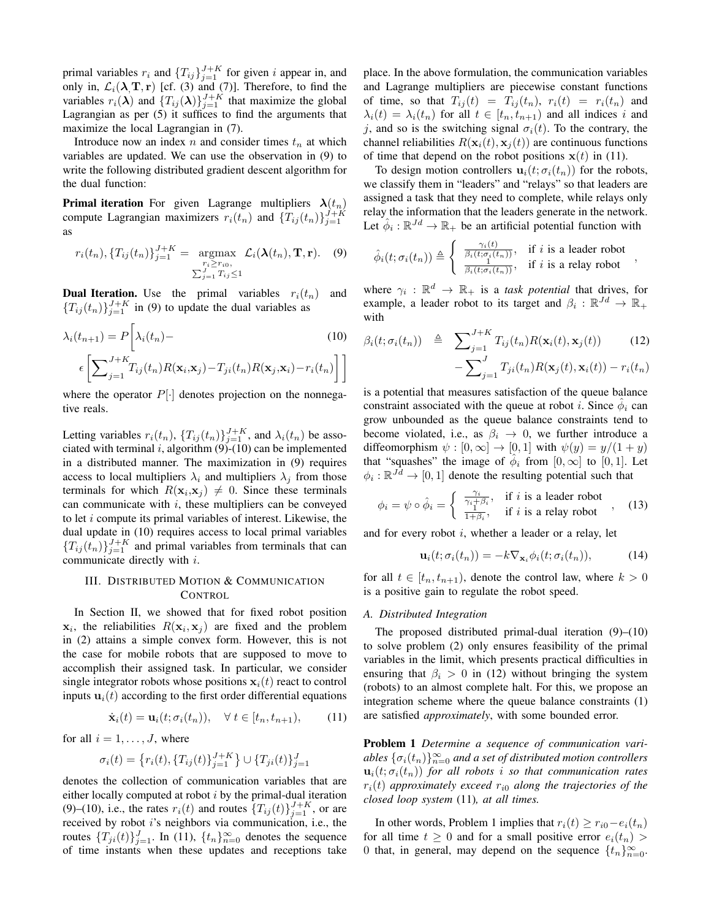primal variables $r_i$ and $\{T_{ij}\}_{j=1}^{J+K}$ for given $i$ appear in, and only in, $\mathcal{L}_i(\boldsymbol{\lambda}, \mathbf{T}, \mathbf{r})$ [cf. (3) and (7)]. Therefore, to find the variables $r_i(\boldsymbol{\lambda})$ and $\{T_{ij}(\boldsymbol{\lambda})\}_{j=1}^{J+K}$ that maximize the global Lagrangian as per (5) it suffices to find the arguments that maximize the local Lagrangian in (7).

Introduce now an index $n$ and consider times $t_n$ at which variables are updated. We can use the observation in (9) to write the following distributed gradient descent algorithm for the dual function:

**Primal iteration** For given Lagrange multipliers $\boldsymbol{\lambda}(t_n)$ compute Lagrangian maximizers $r_i(t_n)$ and $\{T_{ij}(t_n)\}_{j=1}^{J+K}$ as

$$r_i(t_n), \{T_{ij}(t_n)\}_{j=1}^{J+K} = \underset{\substack{r_i \geq r_{i0}, \\ \sum_{j=1}^{J} T_{ij} \leq 1}}{\operatorname{argmax}} \; \mathcal{L}_i(\boldsymbol{\lambda}(t_n), \mathbf{T}, \mathbf{r}). \quad (9)$$

**Dual Iteration.** Use the primal variables $r_i(t_n)$ and $\{T_{ij}(t_n)\}_{j=1}^{J+K}$ in (9) to update the dual variables as

$$\lambda_i(t_{n+1}) = P\Bigg[\lambda_i(t_n) - \epsilon\left[\sum_{j=1}^{J+K} T_{ij}(t_n) R(\mathbf{x}_i, \mathbf{x}_j) - T_{ji}(t_n) R(\mathbf{x}_j, \mathbf{x}_i) - r_i(t_n)\right]\Bigg] \quad (10)$$

where the operator $P[\cdot]$ denotes projection on the nonnegative reals.

Letting variables $r_i(t_n)$, $\{T_{ij}(t_n)\}_{j=1}^{J+K}$, and $\lambda_i(t_n)$ be associated with terminal $i$, algorithm (9)-(10) can be implemented in a distributed manner. The maximization in (9) requires access to local multipliers $\lambda_i$ and multipliers $\lambda_j$ from those terminals for which $R(\mathbf{x}_i, \mathbf{x}_j) \neq 0$. Since these terminals can communicate with $i$, these multipliers can be conveyed to let $i$ compute its primal variables of interest. Likewise, the dual update in (10) requires access to local primal variables $\{T_{ij}(t_n)\}_{j=1}^{J+K}$ and primal variables from terminals that can communicate directly with $i$.

## III. Distributed Motion & Communication Control

In Section II, we showed that for fixed robot position $\mathbf{x}_i$, the reliabilities $R(\mathbf{x}_i, \mathbf{x}_j)$ are fixed and the problem in (2) attains a simple convex form. However, this is not the case for mobile robots that are supposed to move to accomplish their assigned task. In particular, we consider single integrator robots whose positions $\mathbf{x}_i(t)$ react to control inputs $\mathbf{u}_i(t)$ according to the first order differential equations

$$\dot{\mathbf{x}}_i(t) = \mathbf{u}_i(t; \sigma_i(t_n)), \quad \forall\, t \in [t_n, t_{n+1}), \quad (11)$$

for all $i = 1, \ldots, J$, where

$$\sigma_i(t) = \{r_i(t), \{T_{ij}(t)\}_{j=1}^{J+K}\} \cup \{T_{ji}(t)\}_{j=1}^{J}$$

denotes the collection of communication variables that are either locally computed at robot $i$ by the primal-dual iteration (9)–(10), i.e., the rates $r_i(t)$ and routes $\{T_{ij}(t)\}_{j=1}^{J+K}$, or are received by robot $i$'s neighbors via communication, i.e., the routes $\{T_{ji}(t)\}_{j=1}^{J}$. In (11), $\{t_n\}_{n=0}^{\infty}$ denotes the sequence of time instants when these updates and receptions take place. In the above formulation, the communication variables and Lagrange multipliers are piecewise constant functions of time, so that $T_{ij}(t) = T_{ij}(t_n)$, $r_i(t) = r_i(t_n)$ and $\lambda_i(t) = \lambda_i(t_n)$ for all $t \in [t_n, t_{n+1})$ and all indices $i$ and $j$, and so is the switching signal $\sigma_i(t)$. To the contrary, the channel reliabilities $R(\mathbf{x}_i(t), \mathbf{x}_j(t))$ are continuous functions of time that depend on the robot positions $\mathbf{x}(t)$ in (11).

To design motion controllers $\mathbf{u}_i(t; \sigma_i(t_n))$ for the robots, we classify them in "leaders" and "relays" so that leaders are assigned a task that they need to complete, while relays only relay the information that the leaders generate in the network. Let $\hat{\phi}_i : \mathbb{R}^{Jd} \to \mathbb{R}_+$ be an artificial potential function with

$$\hat{\phi}_i(t; \sigma_i(t_n)) \triangleq \begin{cases} \frac{\gamma_i(t)}{\beta_i(t;\sigma_i(t_n))}, & \text{if } i \text{ is a leader robot} \\ \frac{1}{\beta_i(t;\sigma_i(t_n))}, & \text{if } i \text{ is a relay robot} \end{cases},$$

where $\gamma_i : \mathbb{R}^d \to \mathbb{R}_+$ is a *task potential* that drives, for example, a leader robot to its target and $\beta_i : \mathbb{R}^{Jd} \to \mathbb{R}_+$ with

$$\beta_i(t; \sigma_i(t_n)) \triangleq \sum_{j=1}^{J+K} T_{ij}(t_n) R(\mathbf{x}_i(t), \mathbf{x}_j(t)) - \sum_{j=1}^{J} T_{ji}(t_n) R(\mathbf{x}_j(t), \mathbf{x}_i(t)) - r_i(t_n) \quad (12)$$

is a potential that measures satisfaction of the queue balance constraint associated with the queue at robot $i$. Since $\hat{\phi}_i$ can grow unbounded as the queue balance constraints tend to become violated, i.e., as $\beta_i \to 0$, we further introduce a diffeomorphism $\psi : [0, \infty] \to [0, 1]$ with $\psi(y) = y/(1+y)$ that "squashes" the image of $\hat{\phi}_i$ from $[0, \infty]$ to $[0, 1]$. Let $\phi_i : \mathbb{R}^{Jd} \to [0, 1]$ denote the resulting potential such that

$$\phi_i = \psi \circ \hat{\phi}_i = \begin{cases} \frac{\gamma_i}{\gamma_i + \beta_i}, & \text{if } i \text{ is a leader robot} \\ \frac{1}{1+\beta_i}, & \text{if } i \text{ is a relay robot} \end{cases}, \quad (13)$$

and for every robot $i$, whether a leader or a relay, let

$$\mathbf{u}_i(t; \sigma_i(t_n)) = -k \nabla_{\mathbf{x}_i} \phi_i(t; \sigma_i(t_n)), \quad (14)$$

for all $t \in [t_n, t_{n+1})$, denote the control law, where $k > 0$ is a positive gain to regulate the robot speed.

### A. Distributed Integration

The proposed distributed primal-dual iteration (9)–(10) to solve problem (2) only ensures feasibility of the primal variables in the limit, which presents practical difficulties in ensuring that $\beta_i > 0$ in (12) without bringing the system (robots) to an almost complete halt. For this, we propose an integration scheme where the queue balance constraints (1) are satisfied *approximately*, with some bounded error.

**Problem 1** *Determine a sequence of communication variables $\{\sigma_i(t_n)\}_{n=0}^{\infty}$ and a set of distributed motion controllers $\mathbf{u}_i(t; \sigma_i(t_n))$ for all robots $i$ so that communication rates $r_i(t)$ approximately exceed $r_{i0}$ along the trajectories of the closed loop system* (11)*, at all times.*

In other words, Problem 1 implies that $r_i(t) \geq r_{i0} - e_i(t_n)$ for all time $t \geq 0$ and for a small positive error $e_i(t_n) > 0$ that, in general, may depend on the sequence $\{t_n\}_{n=0}^{\infty}$.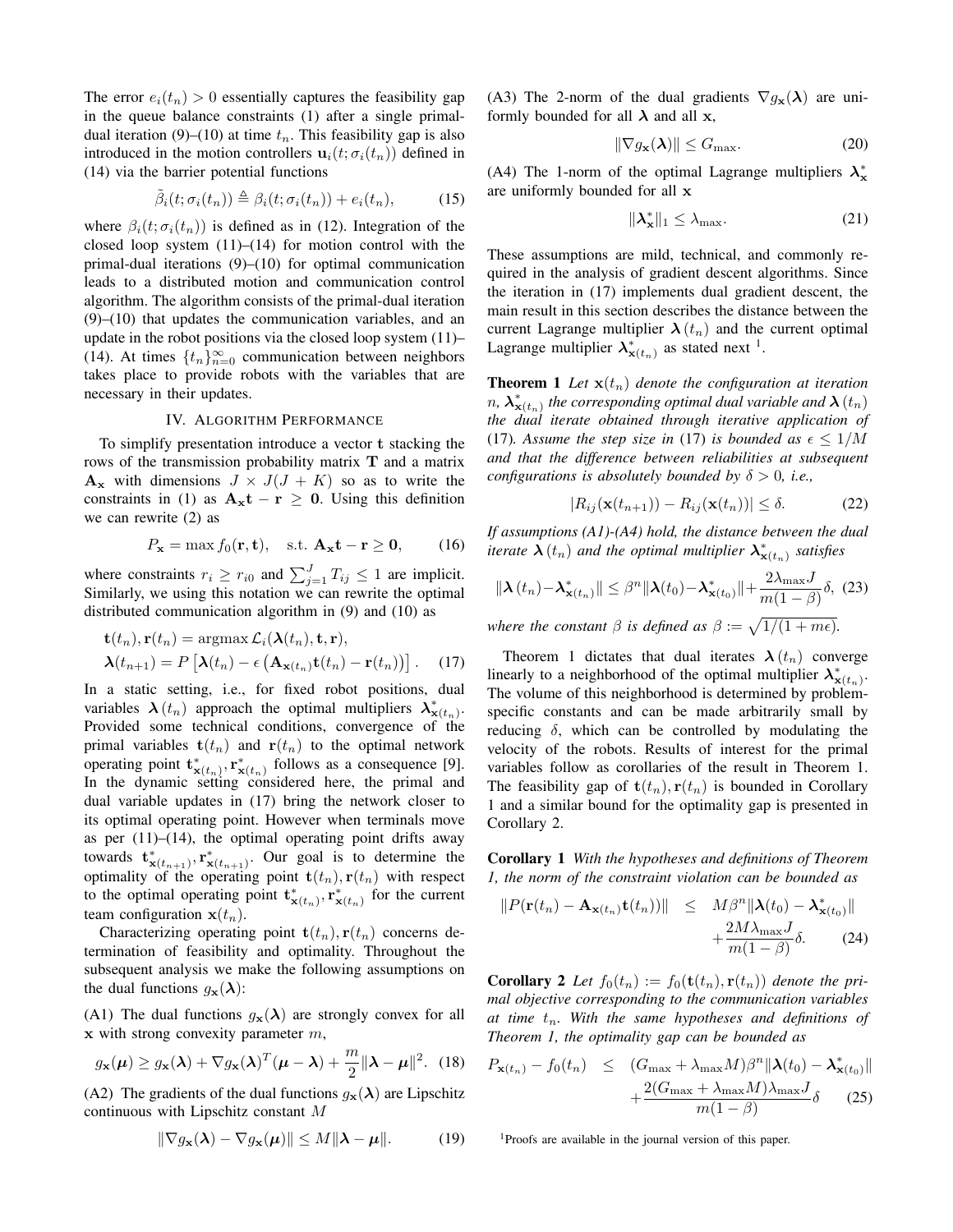The error $e_i(t_n) > 0$ essentially captures the feasibility gap in the queue balance constraints (1) after a single primal-dual iteration (9)–(10) at time $t_n$. This feasibility gap is also introduced in the motion controllers $\mathbf{u}_i(t; \sigma_i(t_n))$ defined in (14) via the barrier potential functions

$$\tilde{\beta}_i(t; \sigma_i(t_n)) \triangleq \beta_i(t; \sigma_i(t_n)) + e_i(t_n), \tag{15}$$

where $\beta_i(t; \sigma_i(t_n))$ is defined as in (12). Integration of the closed loop system (11)–(14) for motion control with the primal-dual iterations (9)–(10) for optimal communication leads to a distributed motion and communication control algorithm. The algorithm consists of the primal-dual iteration (9)–(10) that updates the communication variables, and an update in the robot positions via the closed loop system (11)–(14). At times $\{t_n\}_{n=0}^{\infty}$ communication between neighbors takes place to provide robots with the variables that are necessary in their updates.

## IV. Algorithm Performance

To simplify presentation introduce a vector $\mathbf{t}$ stacking the rows of the transmission probability matrix $\mathbf{T}$ and a matrix $\mathbf{A}_{\mathbf{x}}$ with dimensions $J \times J(J+K)$ so as to write the constraints in (1) as $\mathbf{A}_{\mathbf{x}}\mathbf{t} - \mathbf{r} \geq \mathbf{0}$. Using this definition we can rewrite (2) as

$$P_{\mathbf{x}} = \max f_0(\mathbf{r}, \mathbf{t}), \quad \text{s.t. } \mathbf{A}_{\mathbf{x}}\mathbf{t} - \mathbf{r} \geq \mathbf{0}, \tag{16}$$

where constraints $r_i \geq r_{i0}$ and $\sum_{j=1}^{J} T_{ij} \leq 1$ are implicit. Similarly, we using this notation we can rewrite the optimal distributed communication algorithm in (9) and (10) as

$$\begin{aligned} &\mathbf{t}(t_n), \mathbf{r}(t_n) = \operatorname{argmax} \mathcal{L}_i(\boldsymbol{\lambda}(t_n), \mathbf{t}, \mathbf{r}), \\ &\boldsymbol{\lambda}(t_{n+1}) = P\left[\boldsymbol{\lambda}(t_n) - \epsilon\left(\mathbf{A}_{\mathbf{x}(t_n)}\mathbf{t}(t_n) - \mathbf{r}(t_n)\right)\right]. \end{aligned} \tag{17}$$

In a static setting, i.e., for fixed robot positions, dual variables $\boldsymbol{\lambda}(t_n)$ approach the optimal multipliers $\boldsymbol{\lambda}^*_{\mathbf{x}(t_n)}$. Provided some technical conditions, convergence of the primal variables $\mathbf{t}(t_n)$ and $\mathbf{r}(t_n)$ to the optimal network operating point $\mathbf{t}^*_{\mathbf{x}(t_n)}, \mathbf{r}^*_{\mathbf{x}(t_n)}$ follows as a consequence [9]. In the dynamic setting considered here, the primal and dual variable updates in (17) bring the network closer to its optimal operating point. However when terminals move as per (11)–(14), the optimal operating point drifts away towards $\mathbf{t}^*_{\mathbf{x}(t_{n+1})}, \mathbf{r}^*_{\mathbf{x}(t_{n+1})}$. Our goal is to determine the optimality of the operating point $\mathbf{t}(t_n), \mathbf{r}(t_n)$ with respect to the optimal operating point $\mathbf{t}^*_{\mathbf{x}(t_n)}, \mathbf{r}^*_{\mathbf{x}(t_n)}$ for the current team configuration $\mathbf{x}(t_n)$.

Characterizing operating point $\mathbf{t}(t_n), \mathbf{r}(t_n)$ concerns determination of feasibility and optimality. Throughout the subsequent analysis we make the following assumptions on the dual functions $g_{\mathbf{x}}(\boldsymbol{\lambda})$:

(A1) The dual functions $g_{\mathbf{x}}(\boldsymbol{\lambda})$ are strongly convex for all $\mathbf{x}$ with strong convexity parameter $m$,

$$g_{\mathbf{x}}(\boldsymbol{\mu}) \geq g_{\mathbf{x}}(\boldsymbol{\lambda}) + \nabla g_{\mathbf{x}}(\boldsymbol{\lambda})^T(\boldsymbol{\mu} - \boldsymbol{\lambda}) + \frac{m}{2}\|\boldsymbol{\lambda} - \boldsymbol{\mu}\|^2. \tag{18}$$

(A2) The gradients of the dual functions $g_{\mathbf{x}}(\boldsymbol{\lambda})$ are Lipschitz continuous with Lipschitz constant $M$

$$\|\nabla g_{\mathbf{x}}(\boldsymbol{\lambda}) - \nabla g_{\mathbf{x}}(\boldsymbol{\mu})\| \leq M\|\boldsymbol{\lambda} - \boldsymbol{\mu}\|. \tag{19}$$

(A3) The 2-norm of the dual gradients $\nabla g_{\mathbf{x}}(\boldsymbol{\lambda})$ are uniformly bounded for all $\boldsymbol{\lambda}$ and all $\mathbf{x}$,

$$\|\nabla g_{\mathbf{x}}(\boldsymbol{\lambda})\| \leq G_{\max}. \tag{20}$$

(A4) The 1-norm of the optimal Lagrange multipliers $\boldsymbol{\lambda}^*_{\mathbf{x}}$ are uniformly bounded for all $\mathbf{x}$

$$\|\boldsymbol{\lambda}^*_{\mathbf{x}}\|_1 \leq \lambda_{\max}. \tag{21}$$

These assumptions are mild, technical, and commonly required in the analysis of gradient descent algorithms. Since the iteration in (17) implements dual gradient descent, the main result in this section describes the distance between the current Lagrange multiplier $\boldsymbol{\lambda}(t_n)$ and the current optimal Lagrange multiplier $\boldsymbol{\lambda}^*_{\mathbf{x}(t_n)}$ as stated next [1].

**Theorem 1** *Let $\mathbf{x}(t_n)$ denote the configuration at iteration $n$, $\boldsymbol{\lambda}^*_{\mathbf{x}(t_n)}$ the corresponding optimal dual variable and $\boldsymbol{\lambda}(t_n)$ the dual iterate obtained through iterative application of (17). Assume the step size in (17) is bounded as $\epsilon \leq 1/M$ and that the difference between reliabilities at subsequent configurations is absolutely bounded by $\delta > 0$, i.e.,*

$$|R_{ij}(\mathbf{x}(t_{n+1})) - R_{ij}(\mathbf{x}(t_n))| \leq \delta. \tag{22}$$

*If assumptions (A1)-(A4) hold, the distance between the dual iterate $\boldsymbol{\lambda}(t_n)$ and the optimal multiplier $\boldsymbol{\lambda}^*_{\mathbf{x}(t_n)}$ satisfies*

$$\|\boldsymbol{\lambda}(t_n) - \boldsymbol{\lambda}^*_{\mathbf{x}(t_n)}\| \leq \beta^n\|\boldsymbol{\lambda}(t_0) - \boldsymbol{\lambda}^*_{\mathbf{x}(t_0)}\| + \frac{2\lambda_{\max}J}{m(1-\beta)}\delta, \tag{23}$$

*where the constant $\beta$ is defined as $\beta := \sqrt{1/(1+m\epsilon)}$.*

Theorem 1 dictates that dual iterates $\boldsymbol{\lambda}(t_n)$ converge linearly to a neighborhood of the optimal multiplier $\boldsymbol{\lambda}^*_{\mathbf{x}(t_n)}$. The volume of this neighborhood is determined by problem-specific constants and can be made arbitrarily small by reducing $\delta$, which can be controlled by modulating the velocity of the robots. Results of interest for the primal variables follow as corollaries of the result in Theorem 1. The feasibility gap of $\mathbf{t}(t_n), \mathbf{r}(t_n)$ is bounded in Corollary 1 and a similar bound for the optimality gap is presented in Corollary 2.

**Corollary 1** *With the hypotheses and definitions of Theorem 1, the norm of the constraint violation can be bounded as*

$$\begin{aligned} \|P(\mathbf{r}(t_n) - \mathbf{A}_{\mathbf{x}(t_n)}\mathbf{t}(t_n))\| \quad &\leq \quad M\beta^n\|\boldsymbol{\lambda}(t_0) - \boldsymbol{\lambda}^*_{\mathbf{x}(t_0)}\| \\ &\quad + \frac{2M\lambda_{\max}J}{m(1-\beta)}\delta. \end{aligned} \tag{24}$$

**Corollary 2** *Let $f_0(t_n) := f_0(\mathbf{t}(t_n), \mathbf{r}(t_n))$ denote the primal objective corresponding to the communication variables at time $t_n$. With the same hypotheses and definitions of Theorem 1, the optimality gap can be bounded as*

$$\begin{aligned} P_{\mathbf{x}(t_n)} - f_0(t_n) \quad &\leq \quad (G_{\max} + \lambda_{\max}M)\beta^n\|\boldsymbol{\lambda}(t_0) - \boldsymbol{\lambda}^*_{\mathbf{x}(t_0)}\| \\ &\quad + \frac{2(G_{\max} + \lambda_{\max}M)\lambda_{\max}J}{m(1-\beta)}\delta \end{aligned} \tag{25}$$

[1] Proofs are available in the journal version of this paper.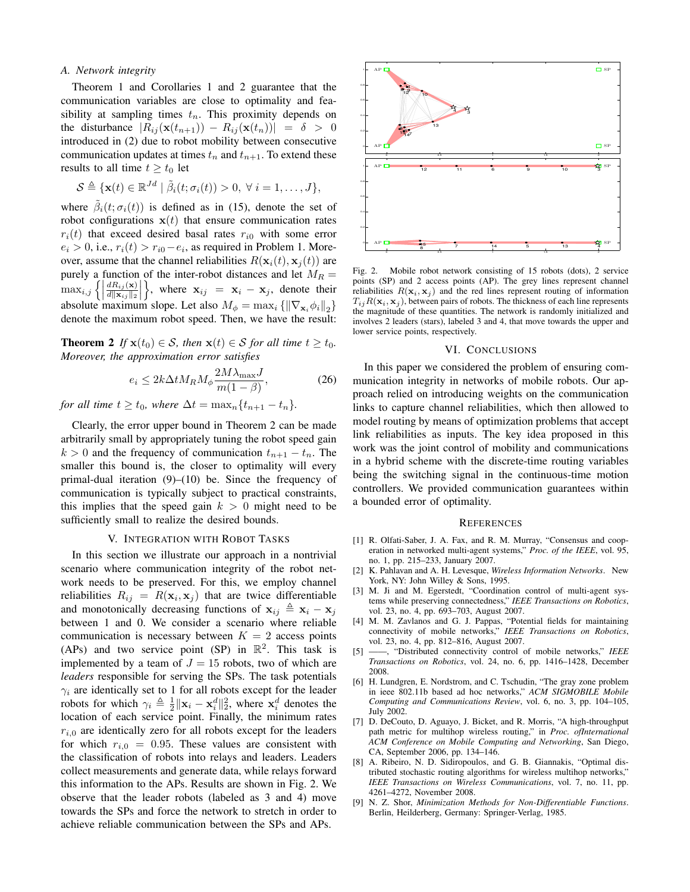### A. Network integrity

Theorem 1 and Corollaries 1 and 2 guarantee that the communication variables are close to optimality and feasibility at sampling times $t_n$. This proximity depends on the disturbance $|R_{ij}(\mathbf{x}(t_{n+1})) - R_{ij}(\mathbf{x}(t_n))| = \delta > 0$ introduced in (2) due to robot mobility between consecutive communication updates at times $t_n$ and $t_{n+1}$. To extend these results to all time $t \geq t_0$ let

$$\mathcal{S} \triangleq \{\mathbf{x}(t) \in \mathbb{R}^{Jd} \mid \tilde{\beta}_i(t;\sigma_i(t)) > 0, \ \forall \ i = 1, \ldots, J\},$$

where $\tilde{\beta}_i(t;\sigma_i(t))$ is defined as in (15), denote the set of robot configurations $\mathbf{x}(t)$ that ensure communication rates $r_i(t)$ that exceed desired basal rates $r_{i0}$ with some error $e_i > 0$, i.e., $r_i(t) > r_{i0} - e_i$, as required in Problem 1. Moreover, assume that the channel reliabilities $R(\mathbf{x}_i(t), \mathbf{x}_j(t))$ are purely a function of the inter-robot distances and let $M_R = \max_{i,j}\left\{\left|\frac{dR_{ij}(\mathbf{x})}{d\|\mathbf{x}_{ij}\|_2}\right|\right\}$, where $\mathbf{x}_{ij} = \mathbf{x}_i - \mathbf{x}_j$, denote their absolute maximum slope. Let also $M_\phi = \max_i\{\|\nabla_{\mathbf{x}_i}\phi_i\|_2\}$ denote the maximum robot speed. Then, we have the result:

**Theorem 2** *If $\mathbf{x}(t_0) \in \mathcal{S}$, then $\mathbf{x}(t) \in \mathcal{S}$ for all time $t \geq t_0$. Moreover, the approximation error satisfies*

$$e_i \leq 2k\Delta t M_R M_\phi \frac{2M\lambda_{\max}J}{m(1-\beta)}, \qquad (26)$$

*for all time $t \geq t_0$, where $\Delta t = \max_n\{t_{n+1} - t_n\}$.*

Clearly, the error upper bound in Theorem 2 can be made arbitrarily small by appropriately tuning the robot speed gain $k > 0$ and the frequency of communication $t_{n+1} - t_n$. The smaller this bound is, the closer to optimality will every primal-dual iteration (9)–(10) be. Since the frequency of communication is typically subject to practical constraints, this implies that the speed gain $k > 0$ might need to be sufficiently small to realize the desired bounds.

## V. Integration with Robot Tasks

In this section we illustrate our approach in a nontrivial scenario where communication integrity of the robot network needs to be preserved. For this, we employ channel reliabilities $R_{ij} = R(\mathbf{x}_i, \mathbf{x}_j)$ that are twice differentiable and monotonically decreasing functions of $\mathbf{x}_{ij} \triangleq \mathbf{x}_i - \mathbf{x}_j$ between 1 and 0. We consider a scenario where reliable communication is necessary between $K = 2$ access points (APs) and two service point (SP) in $\mathbb{R}^2$. This task is implemented by a team of $J = 15$ robots, two of which are *leaders* responsible for serving the SPs. The task potentials $\gamma_i$ are identically set to 1 for all robots except for the leader robots for which $\gamma_i \triangleq \frac{1}{2}\|\mathbf{x}_i - \mathbf{x}_i^d\|_2^2$, where $\mathbf{x}_i^d$ denotes the location of each service point. Finally, the minimum rates $r_{i,0}$ are identically zero for all robots except for the leaders for which $r_{i,0} = 0.95$. These values are consistent with the classification of robots into relays and leaders. Leaders collect measurements and generate data, while relays forward this information to the APs. Results are shown in Fig. 2. We observe that the leader robots (labeled as 3 and 4) move towards the SPs and force the network to stretch in order to achieve reliable communication between the SPs and APs.

Fig. 2. Mobile robot network consisting of 15 robots (dots), 2 service points (SP) and 2 access points (AP). The grey lines represent channel reliabilities $R(\mathbf{x}_i, \mathbf{x}_j)$ and the red lines represent routing of information $T_{ij}R(\mathbf{x}_i, \mathbf{x}_j)$, between pairs of robots. The thickness of each line represents the magnitude of these quantities. The network is randomly initialized and involves 2 leaders (stars), labeled 3 and 4, that move towards the upper and lower service points, respectively.

## VI. Conclusions

In this paper we considered the problem of ensuring communication integrity in networks of mobile robots. Our approach relied on introducing weights on the communication links to capture channel reliabilities, which then allowed to model routing by means of optimization problems that accept link reliabilities as inputs. The key idea proposed in this work was the joint control of mobility and communications in a hybrid scheme with the discrete-time routing variables being the switching signal in the continuous-time motion controllers. We provided communication guarantees within a bounded error of optimality.

## References

[1] R. Olfati-Saber, J. A. Fax, and R. M. Murray, "Consensus and cooperation in networked multi-agent systems," *Proc. of the IEEE*, vol. 95, no. 1, pp. 215–233, January 2007.

[2] K. Pahlavan and A. H. Levesque, *Wireless Information Networks*. New York, NY: John Willey & Sons, 1995.

[3] M. Ji and M. Egerstedt, "Coordination control of multi-agent systems while preserving connectedness," *IEEE Transactions on Robotics*, vol. 23, no. 4, pp. 693–703, August 2007.

[4] M. M. Zavlanos and G. J. Pappas, "Potential fields for maintaining connectivity of mobile networks," *IEEE Transactions on Robotics*, vol. 23, no. 4, pp. 812–816, August 2007.

[5] ——, "Distributed connectivity control of mobile networks," *IEEE Transactions on Robotics*, vol. 24, no. 6, pp. 1416–1428, December 2008.

[6] H. Lundgren, E. Nordstrom, and C. Tschudin, "The gray zone problem in ieee 802.11b based ad hoc networks," *ACM SIGMOBILE Mobile Computing and Communications Review*, vol. 6, no. 3, pp. 104–105, July 2002.

[7] D. DeCouto, D. Aguayo, J. Bicket, and R. Morris, "A high-throughput path metric for multihop wireless routing," in *Proc. ofInternational ACM Conference on Mobile Computing and Networking*, San Diego, CA, September 2006, pp. 134–146.

[8] A. Ribeiro, N. D. Sidiropoulos, and G. B. Giannakis, "Optimal distributed stochastic routing algorithms for wireless multihop networks," *IEEE Transactions on Wireless Communications*, vol. 7, no. 11, pp. 4261–4272, November 2008.

[9] N. Z. Shor, *Minimization Methods for Non-Differentiable Functions*. Berlin, Heilderberg, Germany: Springer-Verlag, 1985.